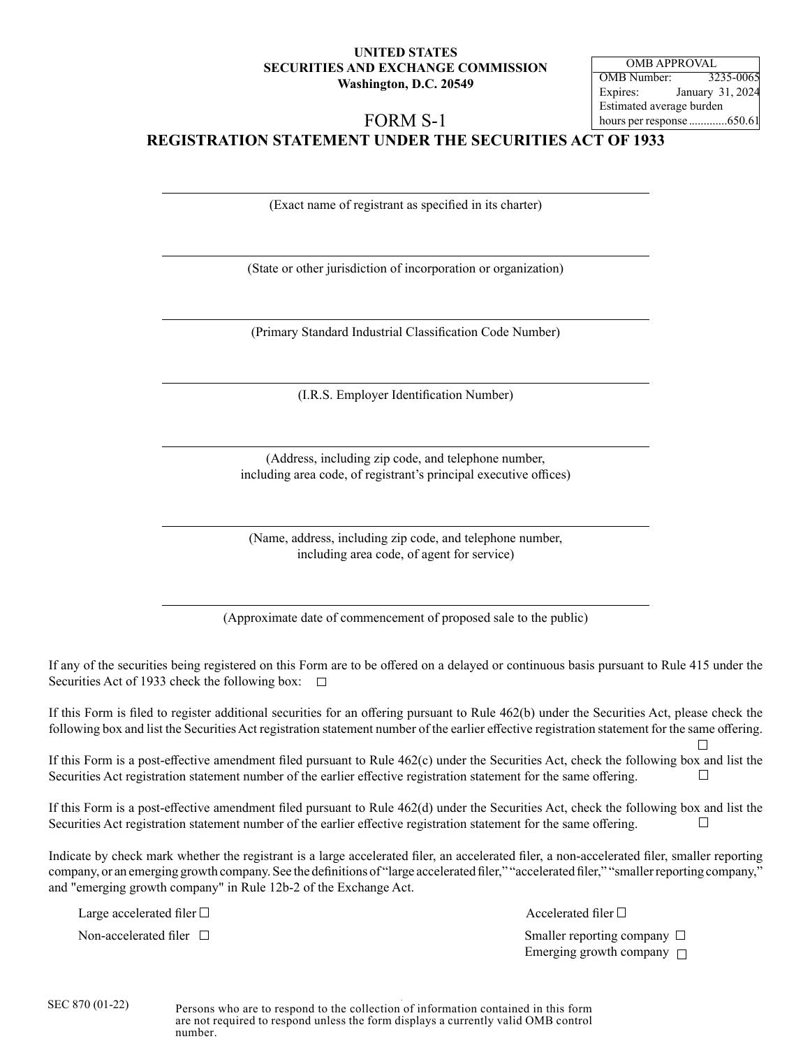**UNITED STATES**
**SECURITIES AND EXCHANGE COMMISSION**
**Washington, D.C. 20549**

| OMB APPROVAL | |
|---|---|
| OMB Number: | 3235-0065 |
| Expires: | January 31, 2024 |
| Estimated average burden hours per response | 650.61 |

# FORM S-1

## REGISTRATION STATEMENT UNDER THE SECURITIES ACT OF 1933

---

(Exact name of registrant as specified in its charter)

---

(State or other jurisdiction of incorporation or organization)

---

(Primary Standard Industrial Classification Code Number)

---

(I.R.S. Employer Identification Number)

---

(Address, including zip code, and telephone number, including area code, of registrant's principal executive offices)

---

(Name, address, including zip code, and telephone number, including area code, of agent for service)

---

(Approximate date of commencement of proposed sale to the public)

If any of the securities being registered on this Form are to be offered on a delayed or continuous basis pursuant to Rule 415 under the Securities Act of 1933 check the following box: ☐

If this Form is filed to register additional securities for an offering pursuant to Rule 462(b) under the Securities Act, please check the following box and list the Securities Act registration statement number of the earlier effective registration statement for the same offering. ☐

If this Form is a post-effective amendment filed pursuant to Rule 462(c) under the Securities Act, check the following box and list the Securities Act registration statement number of the earlier effective registration statement for the same offering. ☐

If this Form is a post-effective amendment filed pursuant to Rule 462(d) under the Securities Act, check the following box and list the Securities Act registration statement number of the earlier effective registration statement for the same offering. ☐

Indicate by check mark whether the registrant is a large accelerated filer, an accelerated filer, a non-accelerated filer, smaller reporting company, or an emerging growth company. See the definitions of "large accelerated filer," "accelerated filer," "smaller reporting company," and "emerging growth company" in Rule 12b-2 of the Exchange Act.

Large accelerated filer ☐ Accelerated filer ☐

Non-accelerated filer ☐ Smaller reporting company ☐

Emerging growth company ☐

SEC 870 (01-22)

Persons who are to respond to the collection of information contained in this form are not required to respond unless the form displays a currently valid OMB control number.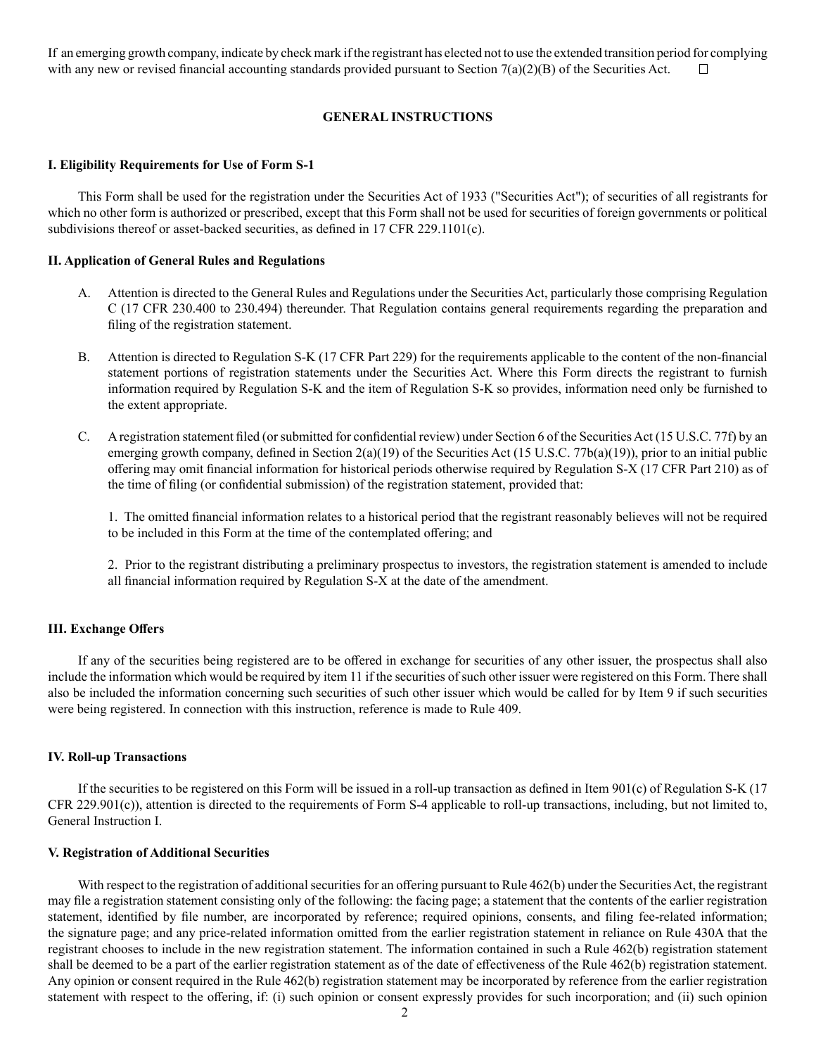If an emerging growth company, indicate by check mark if the registrant has elected not to use the extended transition period for complying with any new or revised financial accounting standards provided pursuant to Section 7(a)(2)(B) of the Securities Act. ☐

## GENERAL INSTRUCTIONS

### I. Eligibility Requirements for Use of Form S-1

This Form shall be used for the registration under the Securities Act of 1933 ("Securities Act"); of securities of all registrants for which no other form is authorized or prescribed, except that this Form shall not be used for securities of foreign governments or political subdivisions thereof or asset-backed securities, as defined in 17 CFR 229.1101(c).

### II. Application of General Rules and Regulations

A. Attention is directed to the General Rules and Regulations under the Securities Act, particularly those comprising Regulation C (17 CFR 230.400 to 230.494) thereunder. That Regulation contains general requirements regarding the preparation and filing of the registration statement.

B. Attention is directed to Regulation S-K (17 CFR Part 229) for the requirements applicable to the content of the non-financial statement portions of registration statements under the Securities Act. Where this Form directs the registrant to furnish information required by Regulation S-K and the item of Regulation S-K so provides, information need only be furnished to the extent appropriate.

C. A registration statement filed (or submitted for confidential review) under Section 6 of the Securities Act (15 U.S.C. 77f) by an emerging growth company, defined in Section 2(a)(19) of the Securities Act (15 U.S.C. 77b(a)(19)), prior to an initial public offering may omit financial information for historical periods otherwise required by Regulation S-X (17 CFR Part 210) as of the time of filing (or confidential submission) of the registration statement, provided that:

1. The omitted financial information relates to a historical period that the registrant reasonably believes will not be required to be included in this Form at the time of the contemplated offering; and

2. Prior to the registrant distributing a preliminary prospectus to investors, the registration statement is amended to include all financial information required by Regulation S-X at the date of the amendment.

### III. Exchange Offers

If any of the securities being registered are to be offered in exchange for securities of any other issuer, the prospectus shall also include the information which would be required by item 11 if the securities of such other issuer were registered on this Form. There shall also be included the information concerning such securities of such other issuer which would be called for by Item 9 if such securities were being registered. In connection with this instruction, reference is made to Rule 409.

### IV. Roll-up Transactions

If the securities to be registered on this Form will be issued in a roll-up transaction as defined in Item 901(c) of Regulation S-K (17 CFR 229.901(c)), attention is directed to the requirements of Form S-4 applicable to roll-up transactions, including, but not limited to, General Instruction I.

### V. Registration of Additional Securities

With respect to the registration of additional securities for an offering pursuant to Rule 462(b) under the Securities Act, the registrant may file a registration statement consisting only of the following: the facing page; a statement that the contents of the earlier registration statement, identified by file number, are incorporated by reference; required opinions, consents, and filing fee-related information; the signature page; and any price-related information omitted from the earlier registration statement in reliance on Rule 430A that the registrant chooses to include in the new registration statement. The information contained in such a Rule 462(b) registration statement shall be deemed to be a part of the earlier registration statement as of the date of effectiveness of the Rule 462(b) registration statement. Any opinion or consent required in the Rule 462(b) registration statement may be incorporated by reference from the earlier registration statement with respect to the offering, if: (i) such opinion or consent expressly provides for such incorporation; and (ii) such opinion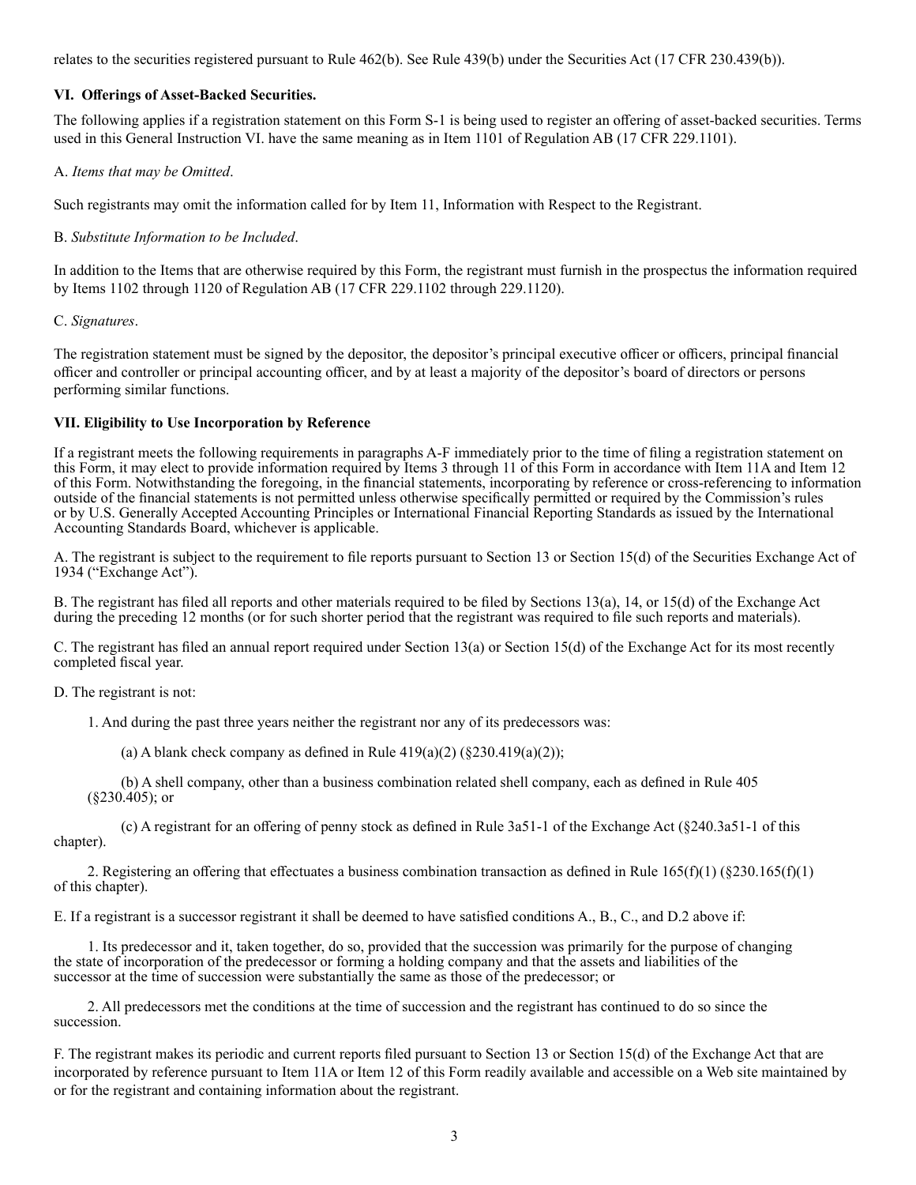relates to the securities registered pursuant to Rule 462(b). See Rule 439(b) under the Securities Act (17 CFR 230.439(b)).

### VI. Offerings of Asset-Backed Securities.

The following applies if a registration statement on this Form S-1 is being used to register an offering of asset-backed securities. Terms used in this General Instruction VI. have the same meaning as in Item 1101 of Regulation AB (17 CFR 229.1101).

A. *Items that may be Omitted*.

Such registrants may omit the information called for by Item 11, Information with Respect to the Registrant.

B. *Substitute Information to be Included*.

In addition to the Items that are otherwise required by this Form, the registrant must furnish in the prospectus the information required by Items 1102 through 1120 of Regulation AB (17 CFR 229.1102 through 229.1120).

C. *Signatures*.

The registration statement must be signed by the depositor, the depositor's principal executive officer or officers, principal financial officer and controller or principal accounting officer, and by at least a majority of the depositor's board of directors or persons performing similar functions.

### VII. Eligibility to Use Incorporation by Reference

If a registrant meets the following requirements in paragraphs A-F immediately prior to the time of filing a registration statement on this Form, it may elect to provide information required by Items 3 through 11 of this Form in accordance with Item 11A and Item 12 of this Form. Notwithstanding the foregoing, in the financial statements, incorporating by reference or cross-referencing to information outside of the financial statements is not permitted unless otherwise specifically permitted or required by the Commission's rules or by U.S. Generally Accepted Accounting Principles or International Financial Reporting Standards as issued by the International Accounting Standards Board, whichever is applicable.

A. The registrant is subject to the requirement to file reports pursuant to Section 13 or Section 15(d) of the Securities Exchange Act of 1934 ("Exchange Act").

B. The registrant has filed all reports and other materials required to be filed by Sections 13(a), 14, or 15(d) of the Exchange Act during the preceding 12 months (or for such shorter period that the registrant was required to file such reports and materials).

C. The registrant has filed an annual report required under Section 13(a) or Section 15(d) of the Exchange Act for its most recently completed fiscal year.

D. The registrant is not:

1. And during the past three years neither the registrant nor any of its predecessors was:

   (a) A blank check company as defined in Rule 419(a)(2) (§230.419(a)(2));

   (b) A shell company, other than a business combination related shell company, each as defined in Rule 405 (§230.405); or

   (c) A registrant for an offering of penny stock as defined in Rule 3a51-1 of the Exchange Act (§240.3a51-1 of this chapter).

2. Registering an offering that effectuates a business combination transaction as defined in Rule 165(f)(1) (§230.165(f)(1) of this chapter).

E. If a registrant is a successor registrant it shall be deemed to have satisfied conditions A., B., C., and D.2 above if:

1. Its predecessor and it, taken together, do so, provided that the succession was primarily for the purpose of changing the state of incorporation of the predecessor or forming a holding company and that the assets and liabilities of the successor at the time of succession were substantially the same as those of the predecessor; or

2. All predecessors met the conditions at the time of succession and the registrant has continued to do so since the succession.

F. The registrant makes its periodic and current reports filed pursuant to Section 13 or Section 15(d) of the Exchange Act that are incorporated by reference pursuant to Item 11A or Item 12 of this Form readily available and accessible on a Web site maintained by or for the registrant and containing information about the registrant.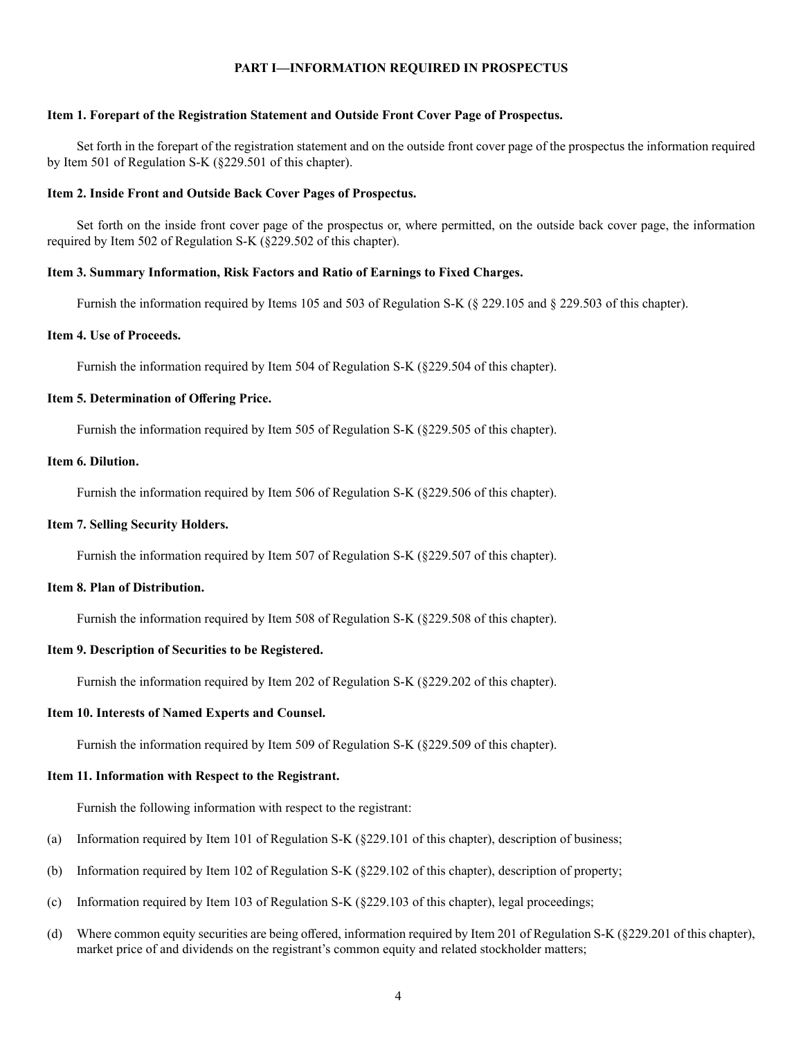## PART I—INFORMATION REQUIRED IN PROSPECTUS

### Item 1. Forepart of the Registration Statement and Outside Front Cover Page of Prospectus.

Set forth in the forepart of the registration statement and on the outside front cover page of the prospectus the information required by Item 501 of Regulation S-K (§229.501 of this chapter).

### Item 2. Inside Front and Outside Back Cover Pages of Prospectus.

Set forth on the inside front cover page of the prospectus or, where permitted, on the outside back cover page, the information required by Item 502 of Regulation S-K (§229.502 of this chapter).

### Item 3. Summary Information, Risk Factors and Ratio of Earnings to Fixed Charges.

Furnish the information required by Items 105 and 503 of Regulation S-K (§ 229.105 and § 229.503 of this chapter).

### Item 4. Use of Proceeds.

Furnish the information required by Item 504 of Regulation S-K (§229.504 of this chapter).

### Item 5. Determination of Offering Price.

Furnish the information required by Item 505 of Regulation S-K (§229.505 of this chapter).

### Item 6. Dilution.

Furnish the information required by Item 506 of Regulation S-K (§229.506 of this chapter).

### Item 7. Selling Security Holders.

Furnish the information required by Item 507 of Regulation S-K (§229.507 of this chapter).

### Item 8. Plan of Distribution.

Furnish the information required by Item 508 of Regulation S-K (§229.508 of this chapter).

### Item 9. Description of Securities to be Registered.

Furnish the information required by Item 202 of Regulation S-K (§229.202 of this chapter).

### Item 10. Interests of Named Experts and Counsel.

Furnish the information required by Item 509 of Regulation S-K (§229.509 of this chapter).

### Item 11. Information with Respect to the Registrant.

Furnish the following information with respect to the registrant:

(a) Information required by Item 101 of Regulation S-K (§229.101 of this chapter), description of business;

(b) Information required by Item 102 of Regulation S-K (§229.102 of this chapter), description of property;

(c) Information required by Item 103 of Regulation S-K (§229.103 of this chapter), legal proceedings;

(d) Where common equity securities are being offered, information required by Item 201 of Regulation S-K (§229.201 of this chapter), market price of and dividends on the registrant's common equity and related stockholder matters;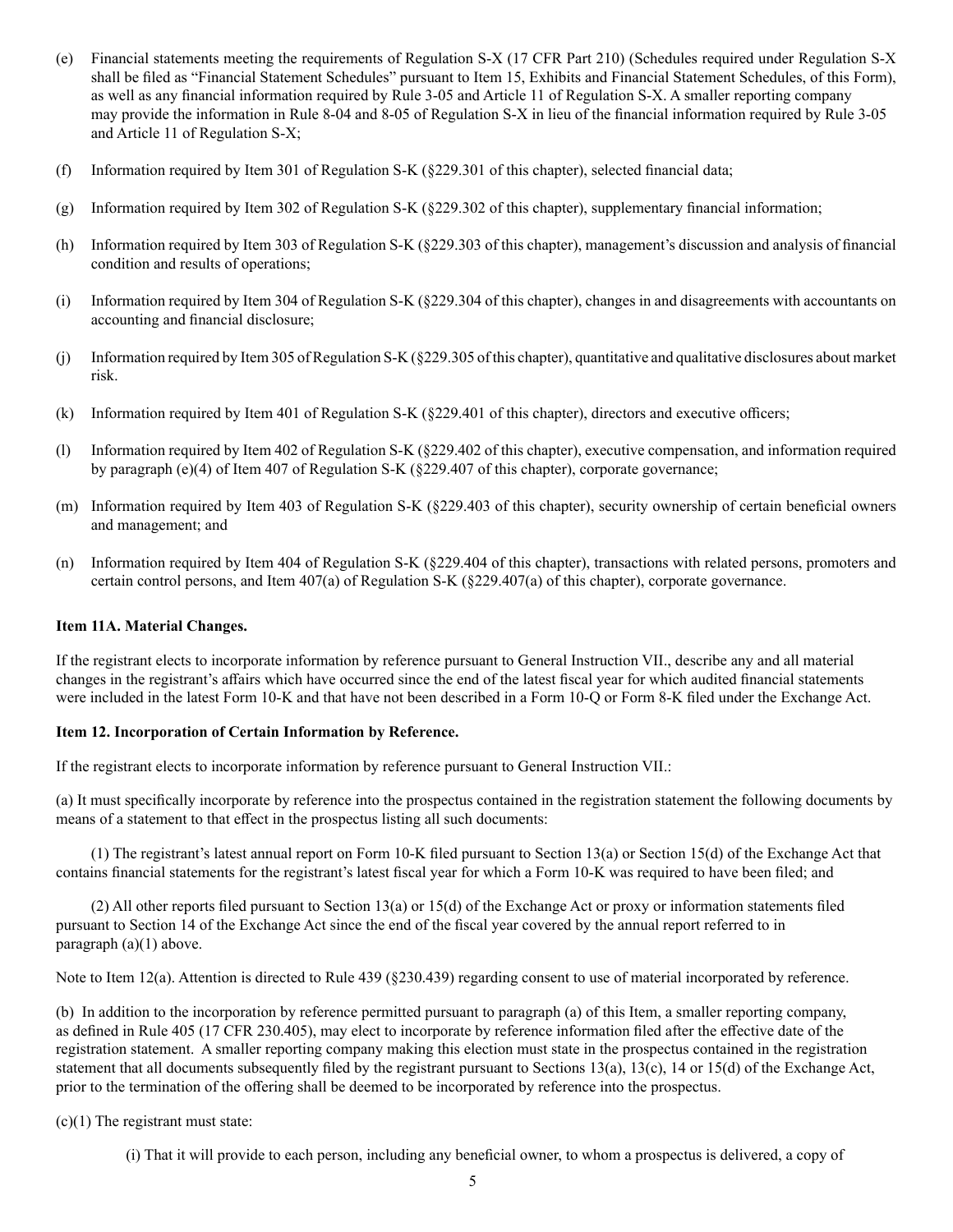(e) Financial statements meeting the requirements of Regulation S-X (17 CFR Part 210) (Schedules required under Regulation S-X shall be filed as "Financial Statement Schedules" pursuant to Item 15, Exhibits and Financial Statement Schedules, of this Form), as well as any financial information required by Rule 3-05 and Article 11 of Regulation S-X. A smaller reporting company may provide the information in Rule 8-04 and 8-05 of Regulation S-X in lieu of the financial information required by Rule 3-05 and Article 11 of Regulation S-X;

(f) Information required by Item 301 of Regulation S-K (§229.301 of this chapter), selected financial data;

(g) Information required by Item 302 of Regulation S-K (§229.302 of this chapter), supplementary financial information;

(h) Information required by Item 303 of Regulation S-K (§229.303 of this chapter), management's discussion and analysis of financial condition and results of operations;

(i) Information required by Item 304 of Regulation S-K (§229.304 of this chapter), changes in and disagreements with accountants on accounting and financial disclosure;

(j) Information required by Item 305 of Regulation S-K (§229.305 of this chapter), quantitative and qualitative disclosures about market risk.

(k) Information required by Item 401 of Regulation S-K (§229.401 of this chapter), directors and executive officers;

(l) Information required by Item 402 of Regulation S-K (§229.402 of this chapter), executive compensation, and information required by paragraph (e)(4) of Item 407 of Regulation S-K (§229.407 of this chapter), corporate governance;

(m) Information required by Item 403 of Regulation S-K (§229.403 of this chapter), security ownership of certain beneficial owners and management; and

(n) Information required by Item 404 of Regulation S-K (§229.404 of this chapter), transactions with related persons, promoters and certain control persons, and Item 407(a) of Regulation S-K (§229.407(a) of this chapter), corporate governance.

**Item 11A. Material Changes.**

If the registrant elects to incorporate information by reference pursuant to General Instruction VII., describe any and all material changes in the registrant's affairs which have occurred since the end of the latest fiscal year for which audited financial statements were included in the latest Form 10-K and that have not been described in a Form 10-Q or Form 8-K filed under the Exchange Act.

**Item 12. Incorporation of Certain Information by Reference.**

If the registrant elects to incorporate information by reference pursuant to General Instruction VII.:

(a) It must specifically incorporate by reference into the prospectus contained in the registration statement the following documents by means of a statement to that effect in the prospectus listing all such documents:

(1) The registrant's latest annual report on Form 10-K filed pursuant to Section 13(a) or Section 15(d) of the Exchange Act that contains financial statements for the registrant's latest fiscal year for which a Form 10-K was required to have been filed; and

(2) All other reports filed pursuant to Section 13(a) or 15(d) of the Exchange Act or proxy or information statements filed pursuant to Section 14 of the Exchange Act since the end of the fiscal year covered by the annual report referred to in paragraph (a)(1) above.

Note to Item 12(a). Attention is directed to Rule 439 (§230.439) regarding consent to use of material incorporated by reference.

(b) In addition to the incorporation by reference permitted pursuant to paragraph (a) of this Item, a smaller reporting company, as defined in Rule 405 (17 CFR 230.405), may elect to incorporate by reference information filed after the effective date of the registration statement. A smaller reporting company making this election must state in the prospectus contained in the registration statement that all documents subsequently filed by the registrant pursuant to Sections 13(a), 13(c), 14 or 15(d) of the Exchange Act, prior to the termination of the offering shall be deemed to be incorporated by reference into the prospectus.

(c)(1) The registrant must state:

(i) That it will provide to each person, including any beneficial owner, to whom a prospectus is delivered, a copy of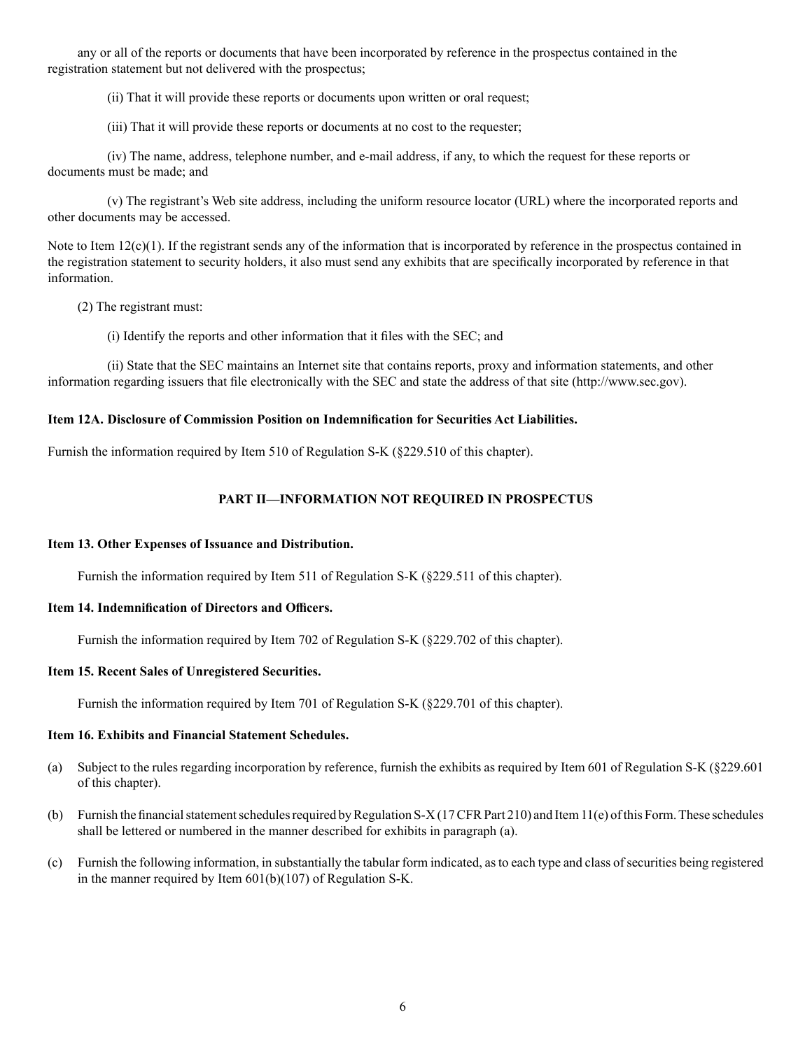any or all of the reports or documents that have been incorporated by reference in the prospectus contained in the registration statement but not delivered with the prospectus;

(ii) That it will provide these reports or documents upon written or oral request;

(iii) That it will provide these reports or documents at no cost to the requester;

(iv) The name, address, telephone number, and e-mail address, if any, to which the request for these reports or documents must be made; and

(v) The registrant's Web site address, including the uniform resource locator (URL) where the incorporated reports and other documents may be accessed.

Note to Item 12(c)(1). If the registrant sends any of the information that is incorporated by reference in the prospectus contained in the registration statement to security holders, it also must send any exhibits that are specifically incorporated by reference in that information.

(2) The registrant must:

(i) Identify the reports and other information that it files with the SEC; and

(ii) State that the SEC maintains an Internet site that contains reports, proxy and information statements, and other information regarding issuers that file electronically with the SEC and state the address of that site (http://www.sec.gov).

**Item 12A. Disclosure of Commission Position on Indemnification for Securities Act Liabilities.**

Furnish the information required by Item 510 of Regulation S-K (§229.510 of this chapter).

## PART II—INFORMATION NOT REQUIRED IN PROSPECTUS

**Item 13. Other Expenses of Issuance and Distribution.**

Furnish the information required by Item 511 of Regulation S-K (§229.511 of this chapter).

**Item 14. Indemnification of Directors and Officers.**

Furnish the information required by Item 702 of Regulation S-K (§229.702 of this chapter).

**Item 15. Recent Sales of Unregistered Securities.**

Furnish the information required by Item 701 of Regulation S-K (§229.701 of this chapter).

**Item 16. Exhibits and Financial Statement Schedules.**

(a) Subject to the rules regarding incorporation by reference, furnish the exhibits as required by Item 601 of Regulation S-K (§229.601 of this chapter).

(b) Furnish the financial statement schedules required by Regulation S-X (17 CFR Part 210) and Item 11(e) of this Form. These schedules shall be lettered or numbered in the manner described for exhibits in paragraph (a).

(c) Furnish the following information, in substantially the tabular form indicated, as to each type and class of securities being registered in the manner required by Item 601(b)(107) of Regulation S-K.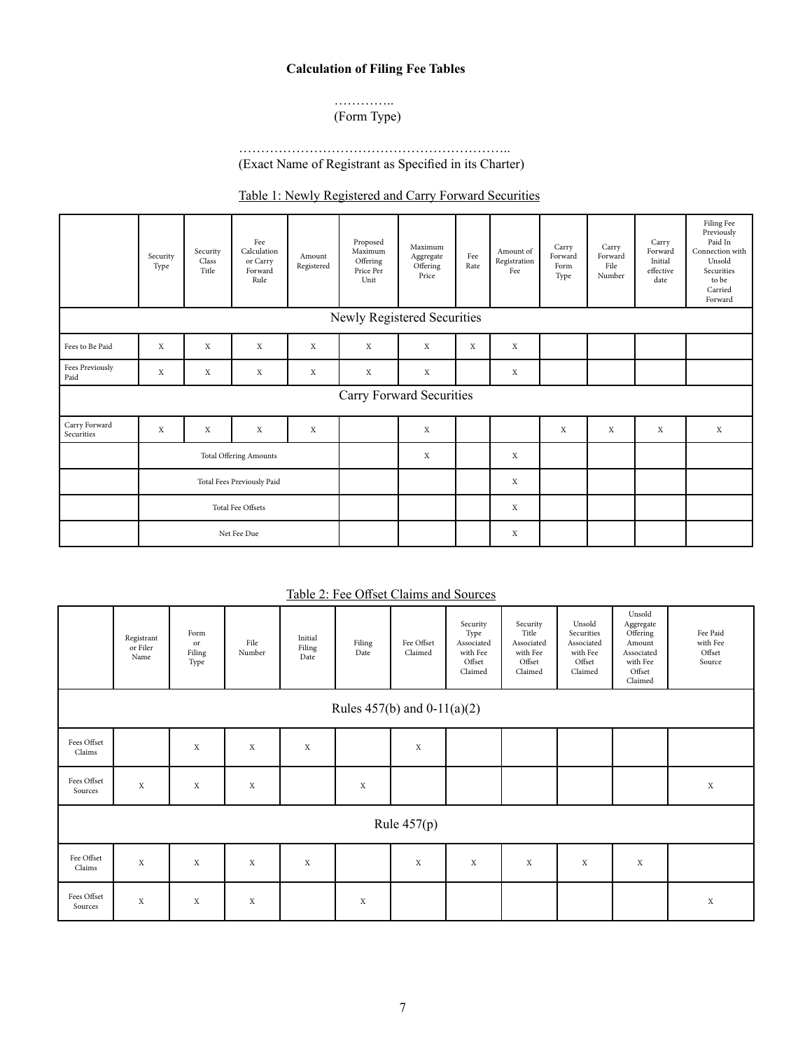**Calculation of Filing Fee Tables**

…………..
(Form Type)

……………………………………………………..
(Exact Name of Registrant as Specified in its Charter)

Table 1: Newly Registered and Carry Forward Securities

| | Security Type | Security Class Title | Fee Calculation or Carry Forward Rule | Amount Registered | Proposed Maximum Offering Price Per Unit | Maximum Aggregate Offering Price | Fee Rate | Amount of Registration Fee | Carry Forward Form Type | Carry Forward File Number | Carry Forward Initial effective date | Filing Fee Previously Paid In Connection with Unsold Securities to be Carried Forward |
|---|---|---|---|---|---|---|---|---|---|---|---|---|
| Newly Registered Securities | | | | | | | | | | | | |
| Fees to Be Paid | X | X | X | X | X | X | X | X | | | | |
| Fees Previously Paid | X | X | X | X | X | X | | X | | | | |
| Carry Forward Securities | | | | | | | | | | | | |
| Carry Forward Securities | X | X | X | X | | X | | | X | X | X | X |
| | Total Offering Amounts | | | | | X | | X | | | | |
| | Total Fees Previously Paid | | | | | | | X | | | | |
| | Total Fee Offsets | | | | | | | X | | | | |
| | Net Fee Due | | | | | | | X | | | | |

Table 2: Fee Offset Claims and Sources

| | Registrant or Filer Name | Form or Filing Type | File Number | Initial Filing Date | Filing Date | Fee Offset Claimed | Security Type Associated with Fee Offset Claimed | Security Title Associated with Fee Offset Claimed | Unsold Securities Associated with Fee Offset Claimed | Unsold Aggregate Offering Amount Associated with Fee Offset Claimed | Fee Paid with Fee Offset Source |
|---|---|---|---|---|---|---|---|---|---|---|---|
| Rules 457(b) and 0-11(a)(2) | | | | | | | | | | | |
| Fees Offset Claims | | X | X | X | | X | | | | | |
| Fees Offset Sources | X | X | X | | X | | | | | | X |
| Rule 457(p) | | | | | | | | | | | |
| Fee Offset Claims | X | X | X | X | | X | X | X | X | X | |
| Fees Offset Sources | X | X | X | | X | | | | | | X |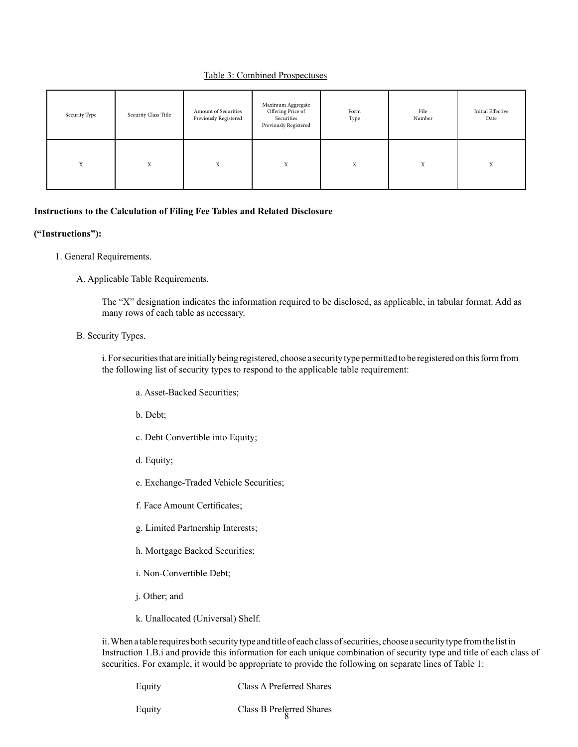Table 3: Combined Prospectuses

| Security Type | Security Class Title | Amount of Securities Previously Registered | Maximum Aggregate Offering Price of Securities Previously Registered | Form Type | File Number | Initial Effective Date |
|---|---|---|---|---|---|---|
| X | X | X | X | X | X | X |

**Instructions to the Calculation of Filing Fee Tables and Related Disclosure**

**("Instructions"):**

1. General Requirements.

   A. Applicable Table Requirements.

      The "X" designation indicates the information required to be disclosed, as applicable, in tabular format. Add as many rows of each table as necessary.

   B. Security Types.

      i. For securities that are initially being registered, choose a security type permitted to be registered on this form from the following list of security types to respond to the applicable table requirement:

      a. Asset-Backed Securities;

      b. Debt;

      c. Debt Convertible into Equity;

      d. Equity;

      e. Exchange-Traded Vehicle Securities;

      f. Face Amount Certificates;

      g. Limited Partnership Interests;

      h. Mortgage Backed Securities;

      i. Non-Convertible Debt;

      j. Other; and

      k. Unallocated (Universal) Shelf.

      ii. When a table requires both security type and title of each class of securities, choose a security type from the list in Instruction 1.B.i and provide this information for each unique combination of security type and title of each class of securities. For example, it would be appropriate to provide the following on separate lines of Table 1:

      Equity     Class A Preferred Shares

      Equity     Class B Preferred Shares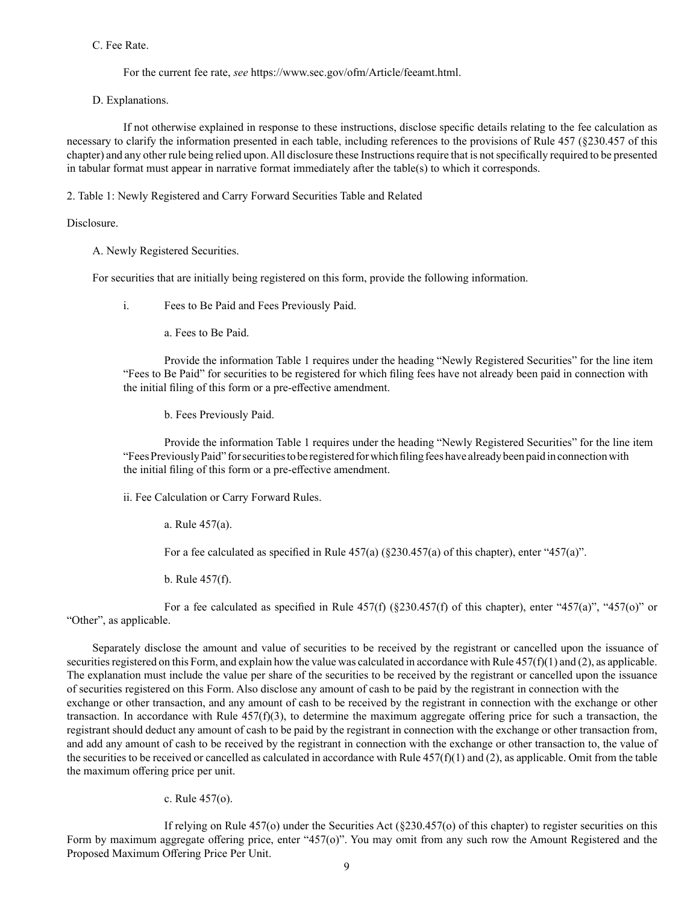C. Fee Rate.

For the current fee rate, *see* https://www.sec.gov/ofm/Article/feeamt.html.

D. Explanations.

If not otherwise explained in response to these instructions, disclose specific details relating to the fee calculation as necessary to clarify the information presented in each table, including references to the provisions of Rule 457 (§230.457 of this chapter) and any other rule being relied upon. All disclosure these Instructions require that is not specifically required to be presented in tabular format must appear in narrative format immediately after the table(s) to which it corresponds.

2. Table 1: Newly Registered and Carry Forward Securities Table and Related Disclosure.

A. Newly Registered Securities.

For securities that are initially being registered on this form, provide the following information.

i. Fees to Be Paid and Fees Previously Paid.

a. Fees to Be Paid.

Provide the information Table 1 requires under the heading "Newly Registered Securities" for the line item "Fees to Be Paid" for securities to be registered for which filing fees have not already been paid in connection with the initial filing of this form or a pre-effective amendment.

b. Fees Previously Paid.

Provide the information Table 1 requires under the heading "Newly Registered Securities" for the line item "Fees Previously Paid" for securities to be registered for which filing fees have already been paid in connection with the initial filing of this form or a pre-effective amendment.

ii. Fee Calculation or Carry Forward Rules.

a. Rule 457(a).

For a fee calculated as specified in Rule 457(a) (§230.457(a) of this chapter), enter "457(a)".

b. Rule 457(f).

For a fee calculated as specified in Rule 457(f) (§230.457(f) of this chapter), enter "457(a)", "457(o)" or "Other", as applicable.

Separately disclose the amount and value of securities to be received by the registrant or cancelled upon the issuance of securities registered on this Form, and explain how the value was calculated in accordance with Rule 457(f)(1) and (2), as applicable. The explanation must include the value per share of the securities to be received by the registrant or cancelled upon the issuance of securities registered on this Form. Also disclose any amount of cash to be paid by the registrant in connection with the exchange or other transaction, and any amount of cash to be received by the registrant in connection with the exchange or other transaction. In accordance with Rule 457(f)(3), to determine the maximum aggregate offering price for such a transaction, the registrant should deduct any amount of cash to be paid by the registrant in connection with the exchange or other transaction from, and add any amount of cash to be received by the registrant in connection with the exchange or other transaction to, the value of the securities to be received or cancelled as calculated in accordance with Rule 457(f)(1) and (2), as applicable. Omit from the table the maximum offering price per unit.

c. Rule 457(o).

If relying on Rule 457(o) under the Securities Act (§230.457(o) of this chapter) to register securities on this Form by maximum aggregate offering price, enter "457(o)". You may omit from any such row the Amount Registered and the Proposed Maximum Offering Price Per Unit.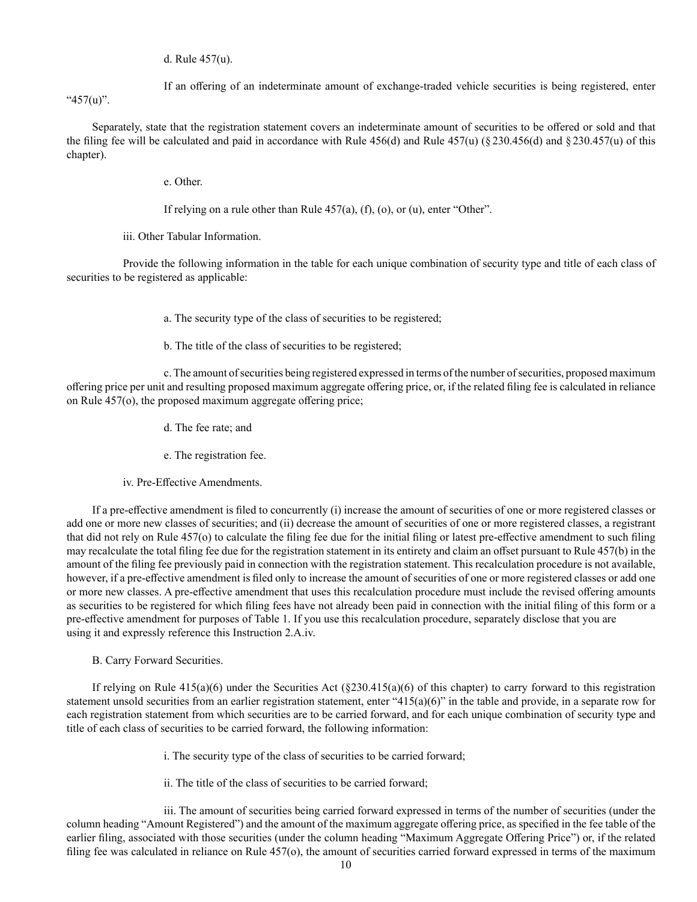d. Rule 457(u).

If an offering of an indeterminate amount of exchange-traded vehicle securities is being registered, enter "457(u)".

Separately, state that the registration statement covers an indeterminate amount of securities to be offered or sold and that the filing fee will be calculated and paid in accordance with Rule 456(d) and Rule 457(u) (§ 230.456(d) and § 230.457(u) of this chapter).

e. Other.

If relying on a rule other than Rule 457(a), (f), (o), or (u), enter "Other".

iii. Other Tabular Information.

Provide the following information in the table for each unique combination of security type and title of each class of securities to be registered as applicable:

a. The security type of the class of securities to be registered;

b. The title of the class of securities to be registered;

c. The amount of securities being registered expressed in terms of the number of securities, proposed maximum offering price per unit and resulting proposed maximum aggregate offering price, or, if the related filing fee is calculated in reliance on Rule 457(o), the proposed maximum aggregate offering price;

d. The fee rate; and

e. The registration fee.

iv. Pre-Effective Amendments.

If a pre-effective amendment is filed to concurrently (i) increase the amount of securities of one or more registered classes or add one or more new classes of securities; and (ii) decrease the amount of securities of one or more registered classes, a registrant that did not rely on Rule 457(o) to calculate the filing fee due for the initial filing or latest pre-effective amendment to such filing may recalculate the total filing fee due for the registration statement in its entirety and claim an offset pursuant to Rule 457(b) in the amount of the filing fee previously paid in connection with the registration statement. This recalculation procedure is not available, however, if a pre-effective amendment is filed only to increase the amount of securities of one or more registered classes or add one or more new classes. A pre-effective amendment that uses this recalculation procedure must include the revised offering amounts as securities to be registered for which filing fees have not already been paid in connection with the initial filing of this form or a pre-effective amendment for purposes of Table 1. If you use this recalculation procedure, separately disclose that you are using it and expressly reference this Instruction 2.A.iv.

B. Carry Forward Securities.

If relying on Rule 415(a)(6) under the Securities Act (§230.415(a)(6) of this chapter) to carry forward to this registration statement unsold securities from an earlier registration statement, enter "415(a)(6)" in the table and provide, in a separate row for each registration statement from which securities are to be carried forward, and for each unique combination of security type and title of each class of securities to be carried forward, the following information:

i. The security type of the class of securities to be carried forward;

ii. The title of the class of securities to be carried forward;

iii. The amount of securities being carried forward expressed in terms of the number of securities (under the column heading "Amount Registered") and the amount of the maximum aggregate offering price, as specified in the fee table of the earlier filing, associated with those securities (under the column heading "Maximum Aggregate Offering Price") or, if the related filing fee was calculated in reliance on Rule 457(o), the amount of securities carried forward expressed in terms of the maximum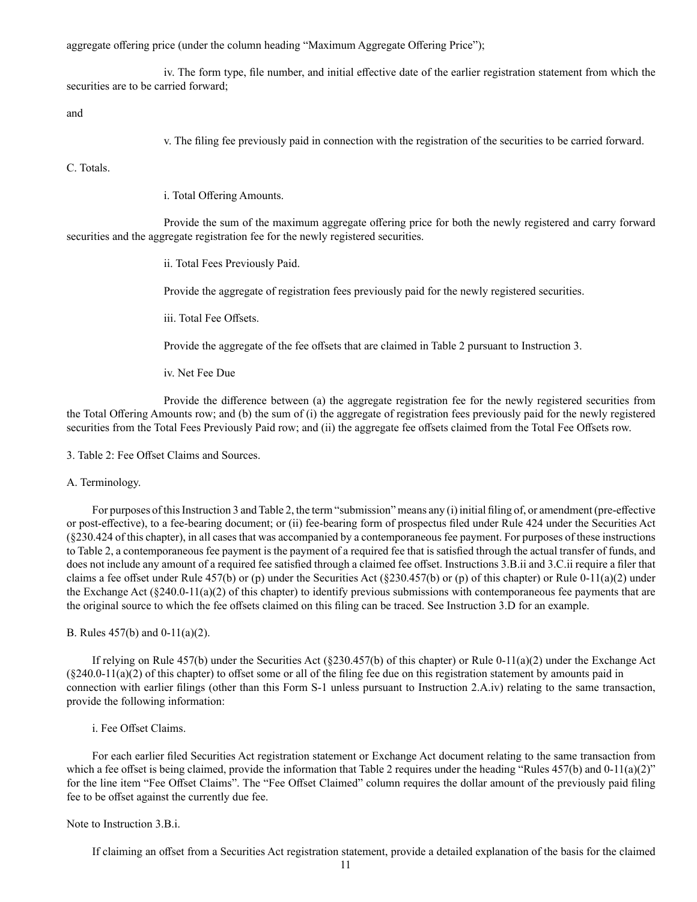aggregate offering price (under the column heading "Maximum Aggregate Offering Price");

iv. The form type, file number, and initial effective date of the earlier registration statement from which the securities are to be carried forward;

and

v. The filing fee previously paid in connection with the registration of the securities to be carried forward.

C. Totals.

i. Total Offering Amounts.

Provide the sum of the maximum aggregate offering price for both the newly registered and carry forward securities and the aggregate registration fee for the newly registered securities.

ii. Total Fees Previously Paid.

Provide the aggregate of registration fees previously paid for the newly registered securities.

iii. Total Fee Offsets.

Provide the aggregate of the fee offsets that are claimed in Table 2 pursuant to Instruction 3.

iv. Net Fee Due

Provide the difference between (a) the aggregate registration fee for the newly registered securities from the Total Offering Amounts row; and (b) the sum of (i) the aggregate of registration fees previously paid for the newly registered securities from the Total Fees Previously Paid row; and (ii) the aggregate fee offsets claimed from the Total Fee Offsets row.

3. Table 2: Fee Offset Claims and Sources.

A. Terminology.

For purposes of this Instruction 3 and Table 2, the term "submission" means any (i) initial filing of, or amendment (pre-effective or post-effective), to a fee-bearing document; or (ii) fee-bearing form of prospectus filed under Rule 424 under the Securities Act (§230.424 of this chapter), in all cases that was accompanied by a contemporaneous fee payment. For purposes of these instructions to Table 2, a contemporaneous fee payment is the payment of a required fee that is satisfied through the actual transfer of funds, and does not include any amount of a required fee satisfied through a claimed fee offset. Instructions 3.B.ii and 3.C.ii require a filer that claims a fee offset under Rule 457(b) or (p) under the Securities Act (§230.457(b) or (p) of this chapter) or Rule 0-11(a)(2) under the Exchange Act (§240.0-11(a)(2) of this chapter) to identify previous submissions with contemporaneous fee payments that are the original source to which the fee offsets claimed on this filing can be traced. See Instruction 3.D for an example.

B. Rules 457(b) and 0-11(a)(2).

If relying on Rule 457(b) under the Securities Act (§230.457(b) of this chapter) or Rule 0-11(a)(2) under the Exchange Act (§240.0-11(a)(2) of this chapter) to offset some or all of the filing fee due on this registration statement by amounts paid in connection with earlier filings (other than this Form S-1 unless pursuant to Instruction 2.A.iv) relating to the same transaction, provide the following information:

i. Fee Offset Claims.

For each earlier filed Securities Act registration statement or Exchange Act document relating to the same transaction from which a fee offset is being claimed, provide the information that Table 2 requires under the heading "Rules 457(b) and 0-11(a)(2)" for the line item "Fee Offset Claims". The "Fee Offset Claimed" column requires the dollar amount of the previously paid filing fee to be offset against the currently due fee.

Note to Instruction 3.B.i.

If claiming an offset from a Securities Act registration statement, provide a detailed explanation of the basis for the claimed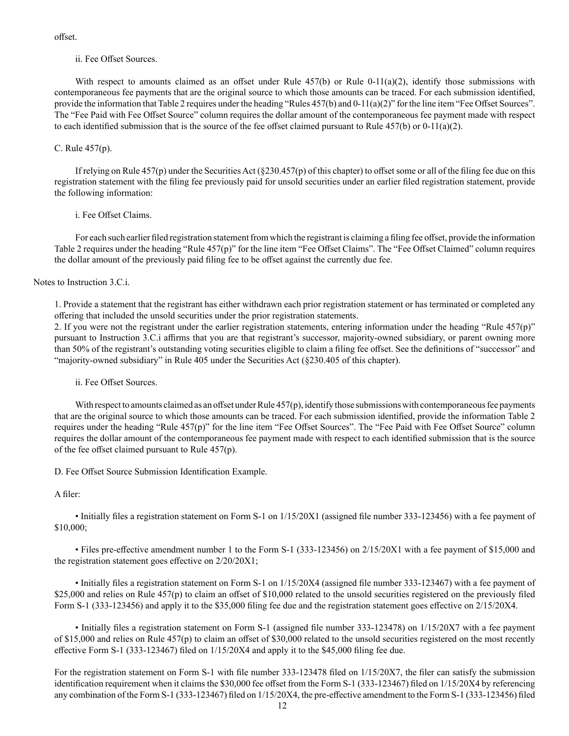offset.

ii. Fee Offset Sources.

With respect to amounts claimed as an offset under Rule 457(b) or Rule 0-11(a)(2), identify those submissions with contemporaneous fee payments that are the original source to which those amounts can be traced. For each submission identified, provide the information that Table 2 requires under the heading "Rules 457(b) and 0-11(a)(2)" for the line item "Fee Offset Sources". The "Fee Paid with Fee Offset Source" column requires the dollar amount of the contemporaneous fee payment made with respect to each identified submission that is the source of the fee offset claimed pursuant to Rule 457(b) or 0-11(a)(2).

C. Rule 457(p).

If relying on Rule 457(p) under the Securities Act (§230.457(p) of this chapter) to offset some or all of the filing fee due on this registration statement with the filing fee previously paid for unsold securities under an earlier filed registration statement, provide the following information:

i. Fee Offset Claims.

For each such earlier filed registration statement from which the registrant is claiming a filing fee offset, provide the information Table 2 requires under the heading "Rule 457(p)" for the line item "Fee Offset Claims". The "Fee Offset Claimed" column requires the dollar amount of the previously paid filing fee to be offset against the currently due fee.

Notes to Instruction 3.C.i.

1. Provide a statement that the registrant has either withdrawn each prior registration statement or has terminated or completed any offering that included the unsold securities under the prior registration statements.
2. If you were not the registrant under the earlier registration statements, entering information under the heading "Rule 457(p)" pursuant to Instruction 3.C.i affirms that you are that registrant's successor, majority-owned subsidiary, or parent owning more than 50% of the registrant's outstanding voting securities eligible to claim a filing fee offset. See the definitions of "successor" and "majority-owned subsidiary" in Rule 405 under the Securities Act (§230.405 of this chapter).

ii. Fee Offset Sources.

With respect to amounts claimed as an offset under Rule 457(p), identify those submissions with contemporaneous fee payments that are the original source to which those amounts can be traced. For each submission identified, provide the information Table 2 requires under the heading "Rule 457(p)" for the line item "Fee Offset Sources". The "Fee Paid with Fee Offset Source" column requires the dollar amount of the contemporaneous fee payment made with respect to each identified submission that is the source of the fee offset claimed pursuant to Rule 457(p).

D. Fee Offset Source Submission Identification Example.

A filer:

- Initially files a registration statement on Form S-1 on 1/15/20X1 (assigned file number 333-123456) with a fee payment of $10,000;

- Files pre-effective amendment number 1 to the Form S-1 (333-123456) on 2/15/20X1 with a fee payment of $15,000 and the registration statement goes effective on 2/20/20X1;

- Initially files a registration statement on Form S-1 on 1/15/20X4 (assigned file number 333-123467) with a fee payment of $25,000 and relies on Rule 457(p) to claim an offset of $10,000 related to the unsold securities registered on the previously filed Form S-1 (333-123456) and apply it to the $35,000 filing fee due and the registration statement goes effective on 2/15/20X4.

- Initially files a registration statement on Form S-1 (assigned file number 333-123478) on 1/15/20X7 with a fee payment of $15,000 and relies on Rule 457(p) to claim an offset of $30,000 related to the unsold securities registered on the most recently effective Form S-1 (333-123467) filed on 1/15/20X4 and apply it to the $45,000 filing fee due.

For the registration statement on Form S-1 with file number 333-123478 filed on 1/15/20X7, the filer can satisfy the submission identification requirement when it claims the $30,000 fee offset from the Form S-1 (333-123467) filed on 1/15/20X4 by referencing any combination of the Form S-1 (333-123467) filed on 1/15/20X4, the pre-effective amendment to the Form S-1 (333-123456) filed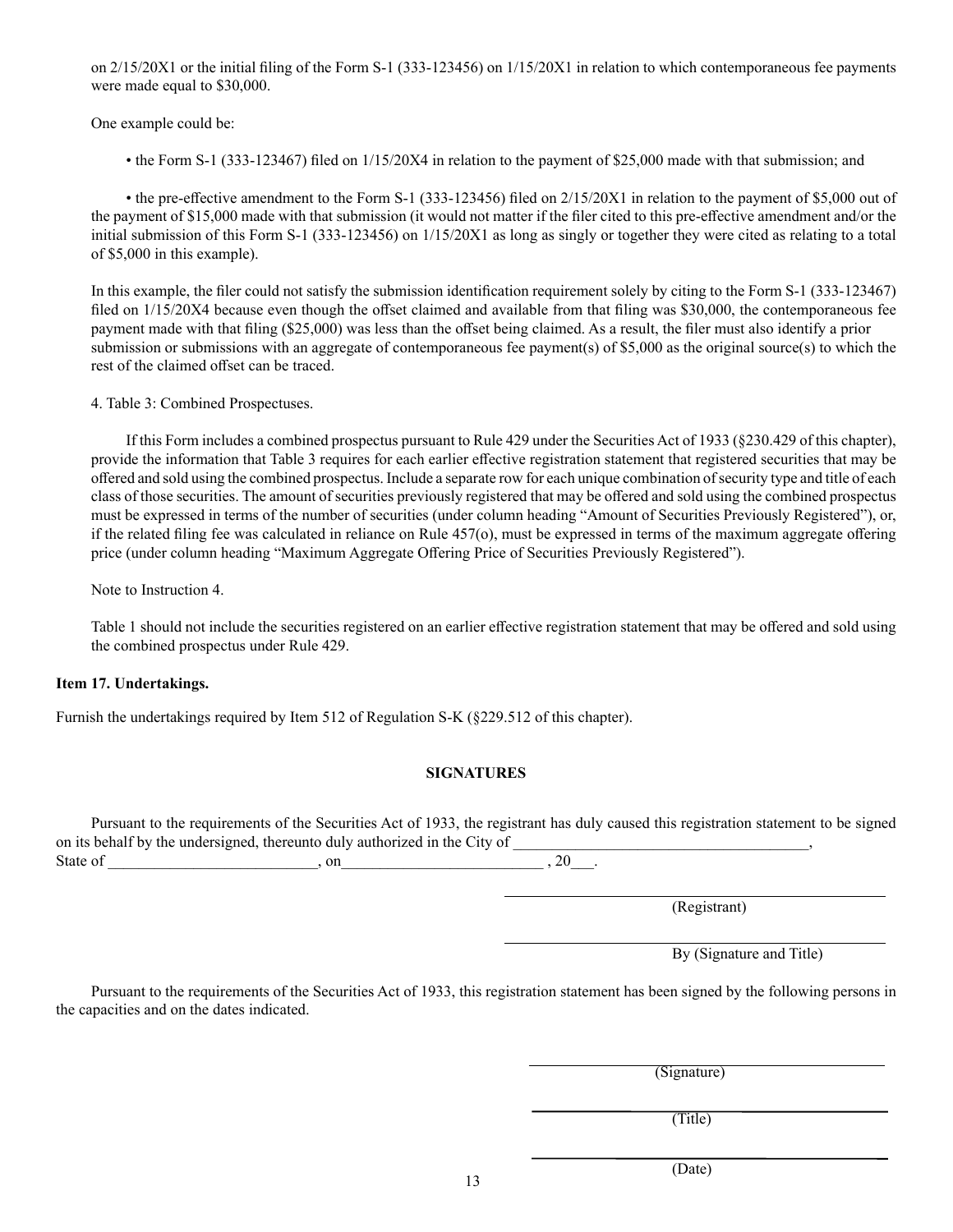on 2/15/20X1 or the initial filing of the Form S-1 (333-123456) on 1/15/20X1 in relation to which contemporaneous fee payments were made equal to $30,000.

One example could be:

- the Form S-1 (333-123467) filed on 1/15/20X4 in relation to the payment of $25,000 made with that submission; and

- the pre-effective amendment to the Form S-1 (333-123456) filed on 2/15/20X1 in relation to the payment of $5,000 out of the payment of $15,000 made with that submission (it would not matter if the filer cited to this pre-effective amendment and/or the initial submission of this Form S-1 (333-123456) on 1/15/20X1 as long as singly or together they were cited as relating to a total of $5,000 in this example).

In this example, the filer could not satisfy the submission identification requirement solely by citing to the Form S-1 (333-123467) filed on 1/15/20X4 because even though the offset claimed and available from that filing was $30,000, the contemporaneous fee payment made with that filing ($25,000) was less than the offset being claimed. As a result, the filer must also identify a prior submission or submissions with an aggregate of contemporaneous fee payment(s) of $5,000 as the original source(s) to which the rest of the claimed offset can be traced.

4. Table 3: Combined Prospectuses.

If this Form includes a combined prospectus pursuant to Rule 429 under the Securities Act of 1933 (§230.429 of this chapter), provide the information that Table 3 requires for each earlier effective registration statement that registered securities that may be offered and sold using the combined prospectus. Include a separate row for each unique combination of security type and title of each class of those securities. The amount of securities previously registered that may be offered and sold using the combined prospectus must be expressed in terms of the number of securities (under column heading "Amount of Securities Previously Registered"), or, if the related filing fee was calculated in reliance on Rule 457(o), must be expressed in terms of the maximum aggregate offering price (under column heading "Maximum Aggregate Offering Price of Securities Previously Registered").

Note to Instruction 4.

Table 1 should not include the securities registered on an earlier effective registration statement that may be offered and sold using the combined prospectus under Rule 429.

**Item 17. Undertakings.**

Furnish the undertakings required by Item 512 of Regulation S-K (§229.512 of this chapter).

**SIGNATURES**

Pursuant to the requirements of the Securities Act of 1933, the registrant has duly caused this registration statement to be signed on its behalf by the undersigned, thereunto duly authorized in the City of ______________________________________, State of ___________________________, on__________________________ , 20___.

_____________________________________________
(Registrant)

_____________________________________________
By (Signature and Title)

Pursuant to the requirements of the Securities Act of 1933, this registration statement has been signed by the following persons in the capacities and on the dates indicated.

_____________________________________________
(Signature)

_____________________________________________
(Title)

_____________________________________________
(Date)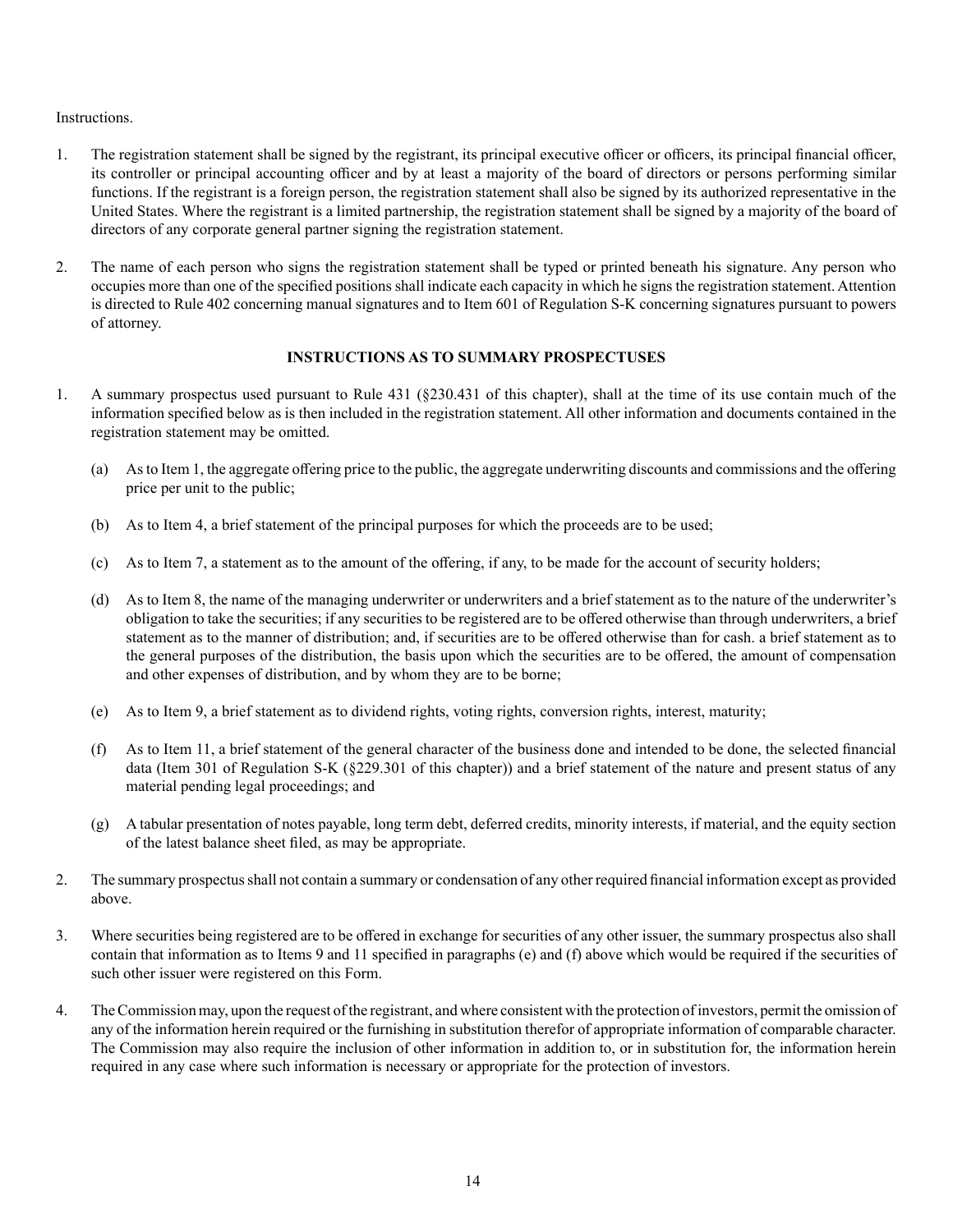Instructions.

1. The registration statement shall be signed by the registrant, its principal executive officer or officers, its principal financial officer, its controller or principal accounting officer and by at least a majority of the board of directors or persons performing similar functions. If the registrant is a foreign person, the registration statement shall also be signed by its authorized representative in the United States. Where the registrant is a limited partnership, the registration statement shall be signed by a majority of the board of directors of any corporate general partner signing the registration statement.

2. The name of each person who signs the registration statement shall be typed or printed beneath his signature. Any person who occupies more than one of the specified positions shall indicate each capacity in which he signs the registration statement. Attention is directed to Rule 402 concerning manual signatures and to Item 601 of Regulation S-K concerning signatures pursuant to powers of attorney.

**INSTRUCTIONS AS TO SUMMARY PROSPECTUSES**

1. A summary prospectus used pursuant to Rule 431 (§230.431 of this chapter), shall at the time of its use contain much of the information specified below as is then included in the registration statement. All other information and documents contained in the registration statement may be omitted.

   (a) As to Item 1, the aggregate offering price to the public, the aggregate underwriting discounts and commissions and the offering price per unit to the public;

   (b) As to Item 4, a brief statement of the principal purposes for which the proceeds are to be used;

   (c) As to Item 7, a statement as to the amount of the offering, if any, to be made for the account of security holders;

   (d) As to Item 8, the name of the managing underwriter or underwriters and a brief statement as to the nature of the underwriter's obligation to take the securities; if any securities to be registered are to be offered otherwise than through underwriters, a brief statement as to the manner of distribution; and, if securities are to be offered otherwise than for cash. a brief statement as to the general purposes of the distribution, the basis upon which the securities are to be offered, the amount of compensation and other expenses of distribution, and by whom they are to be borne;

   (e) As to Item 9, a brief statement as to dividend rights, voting rights, conversion rights, interest, maturity;

   (f) As to Item 11, a brief statement of the general character of the business done and intended to be done, the selected financial data (Item 301 of Regulation S-K (§229.301 of this chapter)) and a brief statement of the nature and present status of any material pending legal proceedings; and

   (g) A tabular presentation of notes payable, long term debt, deferred credits, minority interests, if material, and the equity section of the latest balance sheet filed, as may be appropriate.

2. The summary prospectus shall not contain a summary or condensation of any other required financial information except as provided above.

3. Where securities being registered are to be offered in exchange for securities of any other issuer, the summary prospectus also shall contain that information as to Items 9 and 11 specified in paragraphs (e) and (f) above which would be required if the securities of such other issuer were registered on this Form.

4. The Commission may, upon the request of the registrant, and where consistent with the protection of investors, permit the omission of any of the information herein required or the furnishing in substitution therefor of appropriate information of comparable character. The Commission may also require the inclusion of other information in addition to, or in substitution for, the information herein required in any case where such information is necessary or appropriate for the protection of investors.